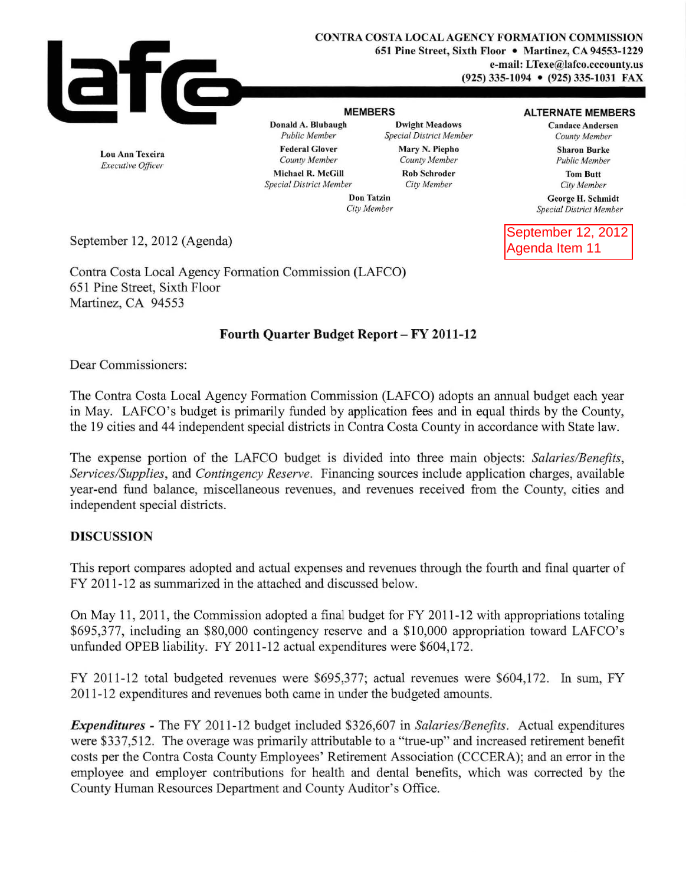**CONTRA COSTA LOCAL AGENCY FORMATION COMMISSION**
**651 Pine Street, Sixth Floor • Martinez, CA 94553-1229**
**e-mail: LTexe@lafco.cccounty.us**
**(925) 335-1094 • (925) 335-1031 FAX**

**Lou Ann Texeira**
*Executive Officer*

**MEMBERS**

**Donald A. Blubaugh**
*Public Member*

**Dwight Meadows**
*Special District Member*

**Federal Glover**
*County Member*

**Mary N. Piepho**
*County Member*

**Michael R. McGill**
*Special District Member*

**Rob Schroder**
*City Member*

**Don Tatzin**
*City Member*

**ALTERNATE MEMBERS**

**Candace Andersen**
*County Member*

**Sharon Burke**
*Public Member*

**Tom Butt**
*City Member*

**George H. Schmidt**
*Special District Member*

September 12, 2012
Agenda Item 11

September 12, 2012 (Agenda)

Contra Costa Local Agency Formation Commission (LAFCO)
651 Pine Street, Sixth Floor
Martinez, CA 94553

**Fourth Quarter Budget Report – FY 2011-12**

Dear Commissioners:

The Contra Costa Local Agency Formation Commission (LAFCO) adopts an annual budget each year in May. LAFCO's budget is primarily funded by application fees and in equal thirds by the County, the 19 cities and 44 independent special districts in Contra Costa County in accordance with State law.

The expense portion of the LAFCO budget is divided into three main objects: *Salaries/Benefits*, *Services/Supplies*, and *Contingency Reserve*. Financing sources include application charges, available year-end fund balance, miscellaneous revenues, and revenues received from the County, cities and independent special districts.

## DISCUSSION

This report compares adopted and actual expenses and revenues through the fourth and final quarter of FY 2011-12 as summarized in the attached and discussed below.

On May 11, 2011, the Commission adopted a final budget for FY 2011-12 with appropriations totaling $695,377, including an $80,000 contingency reserve and a $10,000 appropriation toward LAFCO's unfunded OPEB liability. FY 2011-12 actual expenditures were $604,172.

FY 2011-12 total budgeted revenues were $695,377; actual revenues were $604,172. In sum, FY 2011-12 expenditures and revenues both came in under the budgeted amounts.

***Expenditures*** **-** The FY 2011-12 budget included $326,607 in *Salaries/Benefits*. Actual expenditures were $337,512. The overage was primarily attributable to a "true-up" and increased retirement benefit costs per the Contra Costa County Employees' Retirement Association (CCCERA); and an error in the employee and employer contributions for health and dental benefits, which was corrected by the County Human Resources Department and County Auditor's Office.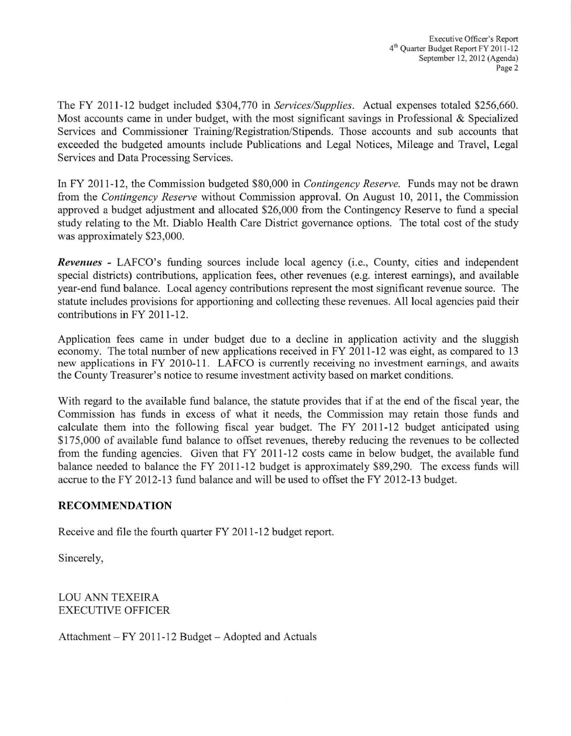The FY 2011-12 budget included \$304,770 in *Services/Supplies*. Actual expenses totaled \$256,660. Most accounts came in under budget, with the most significant savings in Professional & Specialized Services and Commissioner Training/Registration/Stipends. Those accounts and sub accounts that exceeded the budgeted amounts include Publications and Legal Notices, Mileage and Travel, Legal Services and Data Processing Services.

In FY 2011-12, the Commission budgeted \$80,000 in *Contingency Reserve*. Funds may not be drawn from the *Contingency Reserve* without Commission approval. On August 10, 2011, the Commission approved a budget adjustment and allocated \$26,000 from the Contingency Reserve to fund a special study relating to the Mt. Diablo Health Care District governance options. The total cost of the study was approximately \$23,000.

***Revenues*** - LAFCO's funding sources include local agency (i.e., County, cities and independent special districts) contributions, application fees, other revenues (e.g. interest earnings), and available year-end fund balance. Local agency contributions represent the most significant revenue source. The statute includes provisions for apportioning and collecting these revenues. All local agencies paid their contributions in FY 2011-12.

Application fees came in under budget due to a decline in application activity and the sluggish economy. The total number of new applications received in FY 2011-12 was eight, as compared to 13 new applications in FY 2010-11. LAFCO is currently receiving no investment earnings, and awaits the County Treasurer's notice to resume investment activity based on market conditions.

With regard to the available fund balance, the statute provides that if at the end of the fiscal year, the Commission has funds in excess of what it needs, the Commission may retain those funds and calculate them into the following fiscal year budget. The FY 2011-12 budget anticipated using \$175,000 of available fund balance to offset revenues, thereby reducing the revenues to be collected from the funding agencies. Given that FY 2011-12 costs came in below budget, the available fund balance needed to balance the FY 2011-12 budget is approximately \$89,290. The excess funds will accrue to the FY 2012-13 fund balance and will be used to offset the FY 2012-13 budget.

## RECOMMENDATION

Receive and file the fourth quarter FY 2011-12 budget report.

Sincerely,

LOU ANN TEXEIRA
EXECUTIVE OFFICER

Attachment – FY 2011-12 Budget – Adopted and Actuals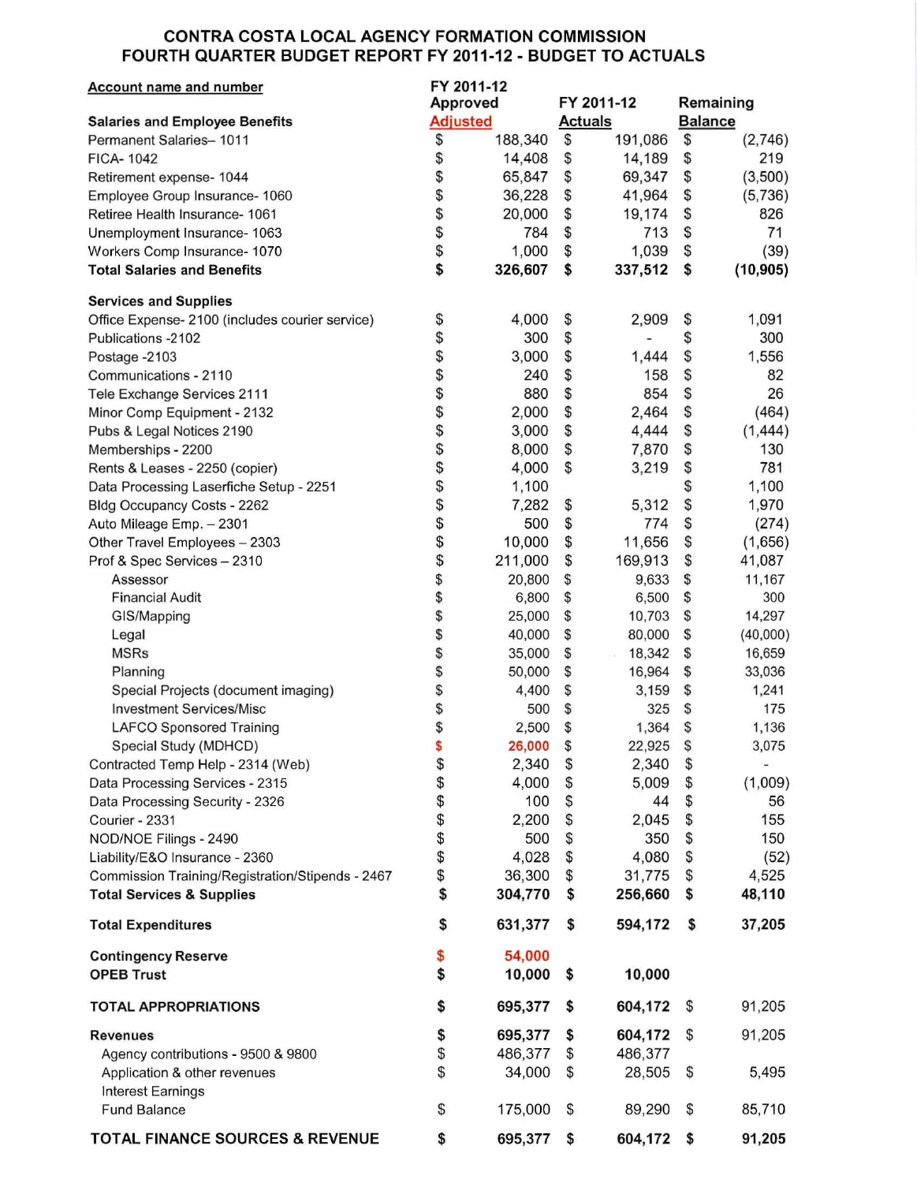# CONTRA COSTA LOCAL AGENCY FORMATION COMMISSION
## FOURTH QUARTER BUDGET REPORT FY 2011-12 - BUDGET TO ACTUALS

| Account name and number | FY 2011-12 Approved Adjusted | FY 2011-12 Actuals | Remaining Balance |
|---|---|---|---|
| **Salaries and Employee Benefits** | | | |
| Permanent Salaries– 1011 | $ 188,340 | $ 191,086 | $ (2,746) |
| FICA- 1042 | $ 14,408 | $ 14,189 | $ 219 |
| Retirement expense- 1044 | $ 65,847 | $ 69,347 | $ (3,500) |
| Employee Group Insurance- 1060 | $ 36,228 | $ 41,964 | $ (5,736) |
| Retiree Health Insurance- 1061 | $ 20,000 | $ 19,174 | $ 826 |
| Unemployment Insurance- 1063 | $ 784 | $ 713 | $ 71 |
| Workers Comp Insurance- 1070 | $ 1,000 | $ 1,039 | $ (39) |
| **Total Salaries and Benefits** | **$ 326,607** | **$ 337,512** | **$ (10,905)** |
| **Services and Supplies** | | | |
| Office Expense- 2100 (includes courier service) | $ 4,000 | $ 2,909 | $ 1,091 |
| Publications -2102 | $ 300 | $ - | $ 300 |
| Postage -2103 | $ 3,000 | $ 1,444 | $ 1,556 |
| Communications - 2110 | $ 240 | $ 158 | $ 82 |
| Tele Exchange Services 2111 | $ 880 | $ 854 | $ 26 |
| Minor Comp Equipment - 2132 | $ 2,000 | $ 2,464 | $ (464) |
| Pubs & Legal Notices 2190 | $ 3,000 | $ 4,444 | $ (1,444) |
| Memberships - 2200 | $ 8,000 | $ 7,870 | $ 130 |
| Rents & Leases - 2250 (copier) | $ 4,000 | $ 3,219 | $ 781 |
| Data Processing Laserfiche Setup - 2251 | $ 1,100 | | $ 1,100 |
| Bldg Occupancy Costs - 2262 | $ 7,282 | $ 5,312 | $ 1,970 |
| Auto Mileage Emp. – 2301 | $ 500 | $ 774 | $ (274) |
| Other Travel Employees – 2303 | $ 10,000 | $ 11,656 | $ (1,656) |
| Prof & Spec Services – 2310 | $ 211,000 | $ 169,913 | $ 41,087 |
| Assessor | $ 20,800 | $ 9,633 | $ 11,167 |
| Financial Audit | $ 6,800 | $ 6,500 | $ 300 |
| GIS/Mapping | $ 25,000 | $ 10,703 | $ 14,297 |
| Legal | $ 40,000 | $ 80,000 | $ (40,000) |
| MSRs | $ 35,000 | $ 18,342 | $ 16,659 |
| Planning | $ 50,000 | $ 16,964 | $ 33,036 |
| Special Projects (document imaging) | $ 4,400 | $ 3,159 | $ 1,241 |
| Investment Services/Misc | $ 500 | $ 325 | $ 175 |
| LAFCO Sponsored Training | $ 2,500 | $ 1,364 | $ 1,136 |
| Special Study (MDHCD) | $ 26,000 | $ 22,925 | $ 3,075 |
| Contracted Temp Help - 2314 (Web) | $ 2,340 | $ 2,340 | $ - |
| Data Processing Services - 2315 | $ 4,000 | $ 5,009 | $ (1,009) |
| Data Processing Security - 2326 | $ 100 | $ 44 | $ 56 |
| Courier - 2331 | $ 2,200 | $ 2,045 | $ 155 |
| NOD/NOE Filings - 2490 | $ 500 | $ 350 | $ 150 |
| Liability/E&O Insurance - 2360 | $ 4,028 | $ 4,080 | $ (52) |
| Commission Training/Registration/Stipends - 2467 | $ 36,300 | $ 31,775 | $ 4,525 |
| **Total Services & Supplies** | **$ 304,770** | **$ 256,660** | **$ 48,110** |
| **Total Expenditures** | **$ 631,377** | **$ 594,172** | **$ 37,205** |
| **Contingency Reserve** | **$ 54,000** | | |
| **OPEB Trust** | **$ 10,000** | **$ 10,000** | |
| **TOTAL APPROPRIATIONS** | **$ 695,377** | **$ 604,172** | $ 91,205 |
| **Revenues** | **$ 695,377** | **$ 604,172** | $ 91,205 |
| Agency contributions - 9500 & 9800 | $ 486,377 | $ 486,377 | |
| Application & other revenues | $ 34,000 | $ 28,505 | $ 5,495 |
| Interest Earnings | | | |
| Fund Balance | $ 175,000 | $ 89,290 | $ 85,710 |
| **TOTAL FINANCE SOURCES & REVENUE** | **$ 695,377** | **$ 604,172** | **$ 91,205** |